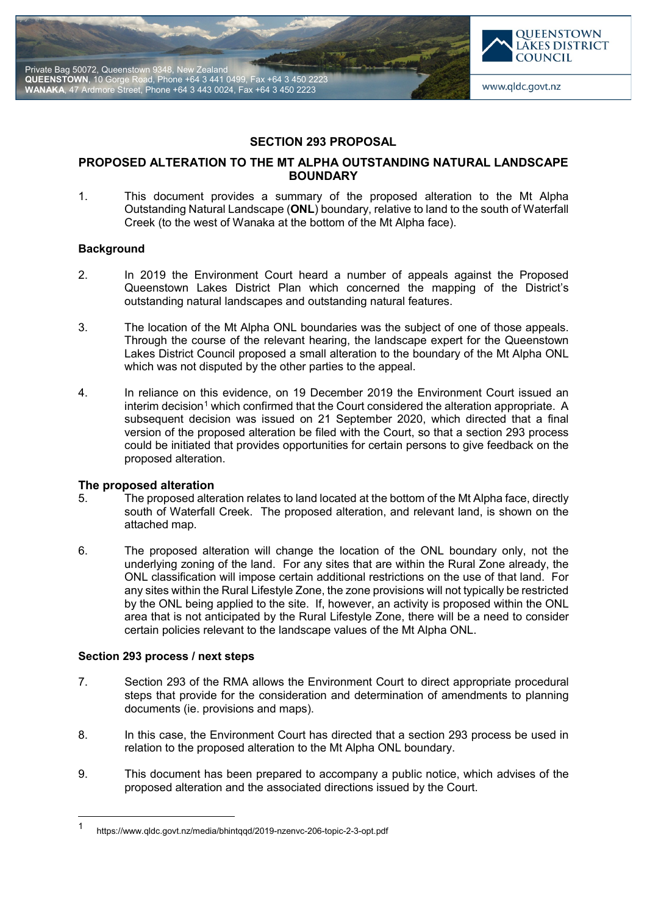Private Bag 50072, Queenstown 9348, New Zealand
**QUEENSTOWN**, 10 Gorge Road, Phone +64 3 441 0499, Fax +64 3 450 2223
**WANAKA**, 47 Ardmore Street, Phone +64 3 443 0024, Fax +64 3 450 2223

QUEENSTOWN LAKES DISTRICT COUNCIL

www.qldc.govt.nz

## SECTION 293 PROPOSAL

## PROPOSED ALTERATION TO THE MT ALPHA OUTSTANDING NATURAL LANDSCAPE BOUNDARY

1. This document provides a summary of the proposed alteration to the Mt Alpha Outstanding Natural Landscape (**ONL**) boundary, relative to land to the south of Waterfall Creek (to the west of Wanaka at the bottom of the Mt Alpha face).

### Background

2. In 2019 the Environment Court heard a number of appeals against the Proposed Queenstown Lakes District Plan which concerned the mapping of the District's outstanding natural landscapes and outstanding natural features.

3. The location of the Mt Alpha ONL boundaries was the subject of one of those appeals. Through the course of the relevant hearing, the landscape expert for the Queenstown Lakes District Council proposed a small alteration to the boundary of the Mt Alpha ONL which was not disputed by the other parties to the appeal.

4. In reliance on this evidence, on 19 December 2019 the Environment Court issued an interim decision[1] which confirmed that the Court considered the alteration appropriate. A subsequent decision was issued on 21 September 2020, which directed that a final version of the proposed alteration be filed with the Court, so that a section 293 process could be initiated that provides opportunities for certain persons to give feedback on the proposed alteration.

### The proposed alteration

5. The proposed alteration relates to land located at the bottom of the Mt Alpha face, directly south of Waterfall Creek. The proposed alteration, and relevant land, is shown on the attached map.

6. The proposed alteration will change the location of the ONL boundary only, not the underlying zoning of the land. For any sites that are within the Rural Zone already, the ONL classification will impose certain additional restrictions on the use of that land. For any sites within the Rural Lifestyle Zone, the zone provisions will not typically be restricted by the ONL being applied to the site. If, however, an activity is proposed within the ONL area that is not anticipated by the Rural Lifestyle Zone, there will be a need to consider certain policies relevant to the landscape values of the Mt Alpha ONL.

### Section 293 process / next steps

7. Section 293 of the RMA allows the Environment Court to direct appropriate procedural steps that provide for the consideration and determination of amendments to planning documents (ie. provisions and maps).

8. In this case, the Environment Court has directed that a section 293 process be used in relation to the proposed alteration to the Mt Alpha ONL boundary.

9. This document has been prepared to accompany a public notice, which advises of the proposed alteration and the associated directions issued by the Court.

---

[1] https://www.qldc.govt.nz/media/bhintqqd/2019-nzenvc-206-topic-2-3-opt.pdf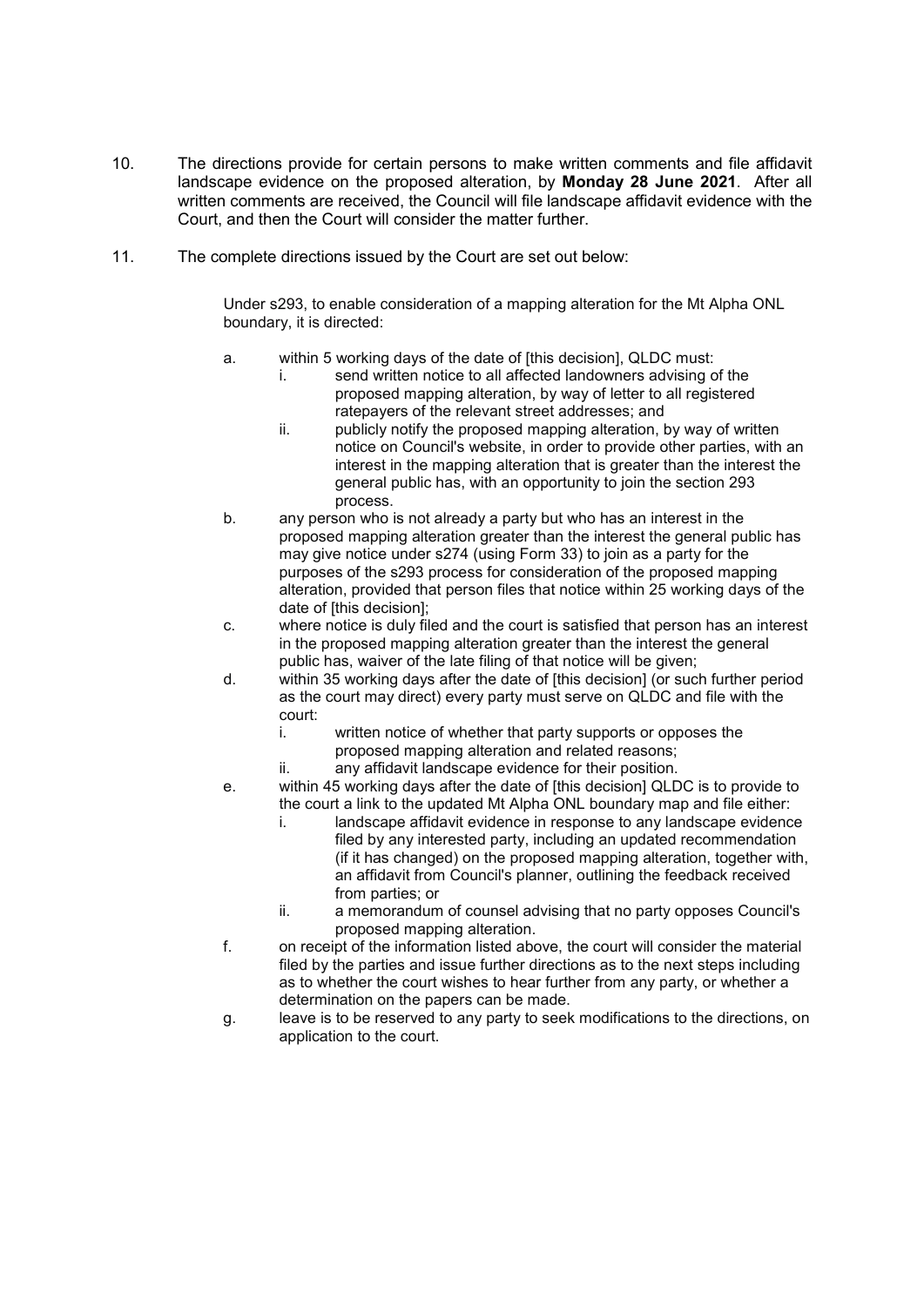10. The directions provide for certain persons to make written comments and file affidavit landscape evidence on the proposed alteration, by **Monday 28 June 2021**. After all written comments are received, the Council will file landscape affidavit evidence with the Court, and then the Court will consider the matter further.

11. The complete directions issued by the Court are set out below:

> Under s293, to enable consideration of a mapping alteration for the Mt Alpha ONL boundary, it is directed:
>
> a. within 5 working days of the date of [this decision], QLDC must:
>     i. send written notice to all affected landowners advising of the proposed mapping alteration, by way of letter to all registered ratepayers of the relevant street addresses; and
>     ii. publicly notify the proposed mapping alteration, by way of written notice on Council's website, in order to provide other parties, with an interest in the mapping alteration that is greater than the interest the general public has, with an opportunity to join the section 293 process.
>
> b. any person who is not already a party but who has an interest in the proposed mapping alteration greater than the interest the general public has may give notice under s274 (using Form 33) to join as a party for the purposes of the s293 process for consideration of the proposed mapping alteration, provided that person files that notice within 25 working days of the date of [this decision];
>
> c. where notice is duly filed and the court is satisfied that person has an interest in the proposed mapping alteration greater than the interest the general public has, waiver of the late filing of that notice will be given;
>
> d. within 35 working days after the date of [this decision] (or such further period as the court may direct) every party must serve on QLDC and file with the court:
>     i. written notice of whether that party supports or opposes the proposed mapping alteration and related reasons;
>     ii. any affidavit landscape evidence for their position.
>
> e. within 45 working days after the date of [this decision] QLDC is to provide to the court a link to the updated Mt Alpha ONL boundary map and file either:
>     i. landscape affidavit evidence in response to any landscape evidence filed by any interested party, including an updated recommendation (if it has changed) on the proposed mapping alteration, together with, an affidavit from Council's planner, outlining the feedback received from parties; or
>     ii. a memorandum of counsel advising that no party opposes Council's proposed mapping alteration.
>
> f. on receipt of the information listed above, the court will consider the material filed by the parties and issue further directions as to the next steps including as to whether the court wishes to hear further from any party, or whether a determination on the papers can be made.
>
> g. leave is to be reserved to any party to seek modifications to the directions, on application to the court.